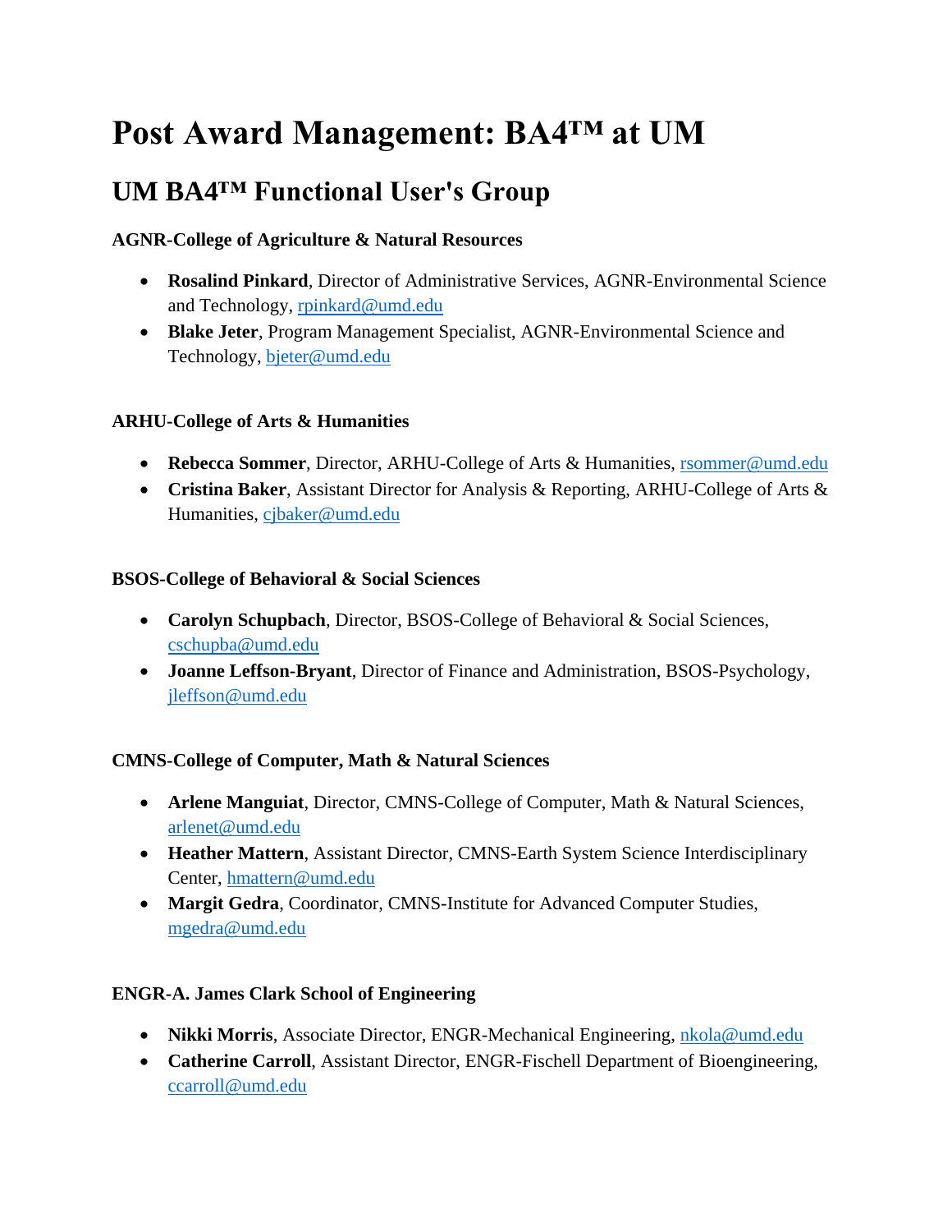# Post Award Management: BA4™ at UM

## UM BA4™ Functional User's Group

### AGNR-College of Agriculture & Natural Resources

- **Rosalind Pinkard**, Director of Administrative Services, AGNR-Environmental Science and Technology, rpinkard@umd.edu
- **Blake Jeter**, Program Management Specialist, AGNR-Environmental Science and Technology, bjeter@umd.edu

### ARHU-College of Arts & Humanities

- **Rebecca Sommer**, Director, ARHU-College of Arts & Humanities, rsommer@umd.edu
- **Cristina Baker**, Assistant Director for Analysis & Reporting, ARHU-College of Arts & Humanities, cjbaker@umd.edu

### BSOS-College of Behavioral & Social Sciences

- **Carolyn Schupbach**, Director, BSOS-College of Behavioral & Social Sciences, cschupba@umd.edu
- **Joanne Leffson-Bryant**, Director of Finance and Administration, BSOS-Psychology, jleffson@umd.edu

### CMNS-College of Computer, Math & Natural Sciences

- **Arlene Manguiat**, Director, CMNS-College of Computer, Math & Natural Sciences, arlenet@umd.edu
- **Heather Mattern**, Assistant Director, CMNS-Earth System Science Interdisciplinary Center, hmattern@umd.edu
- **Margit Gedra**, Coordinator, CMNS-Institute for Advanced Computer Studies, mgedra@umd.edu

### ENGR-A. James Clark School of Engineering

- **Nikki Morris**, Associate Director, ENGR-Mechanical Engineering, nkola@umd.edu
- **Catherine Carroll**, Assistant Director, ENGR-Fischell Department of Bioengineering, ccarroll@umd.edu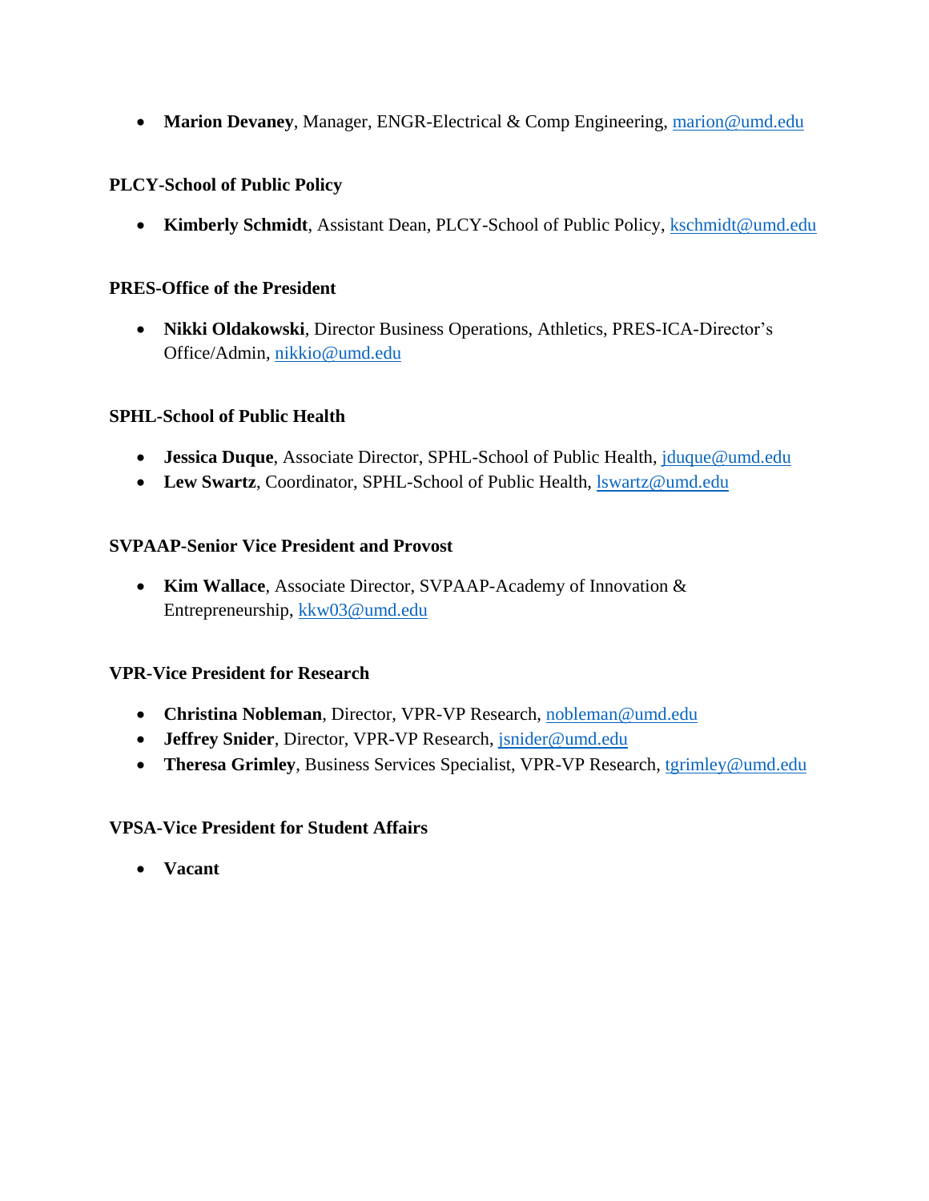- **Marion Devaney**, Manager, ENGR-Electrical & Comp Engineering, marion@umd.edu

**PLCY-School of Public Policy**

- **Kimberly Schmidt**, Assistant Dean, PLCY-School of Public Policy, kschmidt@umd.edu

**PRES-Office of the President**

- **Nikki Oldakowski**, Director Business Operations, Athletics, PRES-ICA-Director's Office/Admin, nikkio@umd.edu

**SPHL-School of Public Health**

- **Jessica Duque**, Associate Director, SPHL-School of Public Health, jduque@umd.edu
- **Lew Swartz**, Coordinator, SPHL-School of Public Health, lswartz@umd.edu

**SVPAAP-Senior Vice President and Provost**

- **Kim Wallace**, Associate Director, SVPAAP-Academy of Innovation & Entrepreneurship, kkw03@umd.edu

**VPR-Vice President for Research**

- **Christina Nobleman**, Director, VPR-VP Research, nobleman@umd.edu
- **Jeffrey Snider**, Director, VPR-VP Research, jsnider@umd.edu
- **Theresa Grimley**, Business Services Specialist, VPR-VP Research, tgrimley@umd.edu

**VPSA-Vice President for Student Affairs**

- **Vacant**